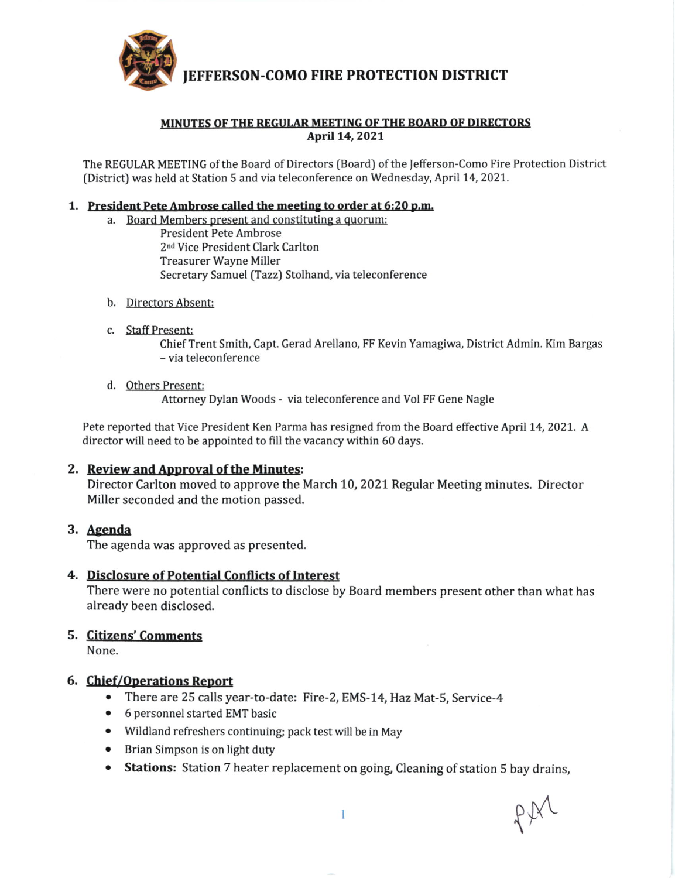# JEFFERSON-COMO FIRE PROTECTION DISTRICT

## MINUTES OF THE REGULAR MEETING OF THE BOARD OF DIRECTORS
**April 14, 2021**

The REGULAR MEETING of the Board of Directors (Board) of the Jefferson-Como Fire Protection District (District) was held at Station 5 and via teleconference on Wednesday, April 14, 2021.

### 1. President Pete Ambrose called the meeting to order at 6:20 p.m.

a. Board Members present and constituting a quorum:
   - President Pete Ambrose
   - 2nd Vice President Clark Carlton
   - Treasurer Wayne Miller
   - Secretary Samuel (Tazz) Stolhand, via teleconference

b. Directors Absent:

c. Staff Present:
   Chief Trent Smith, Capt. Gerad Arellano, FF Kevin Yamagiwa, District Admin. Kim Bargas – via teleconference

d. Others Present:
   Attorney Dylan Woods - via teleconference and Vol FF Gene Nagle

Pete reported that Vice President Ken Parma has resigned from the Board effective April 14, 2021. A director will need to be appointed to fill the vacancy within 60 days.

### 2. Review and Approval of the Minutes:

Director Carlton moved to approve the March 10, 2021 Regular Meeting minutes. Director Miller seconded and the motion passed.

### 3. Agenda

The agenda was approved as presented.

### 4. Disclosure of Potential Conflicts of Interest

There were no potential conflicts to disclose by Board members present other than what has already been disclosed.

### 5. Citizens' Comments

None.

### 6. Chief/Operations Report

- There are 25 calls year-to-date: Fire-2, EMS-14, Haz Mat-5, Service-4
- 6 personnel started EMT basic
- Wildland refreshers continuing; pack test will be in May
- Brian Simpson is on light duty
- **Stations:** Station 7 heater replacement on going, Cleaning of station 5 bay drains,

PAM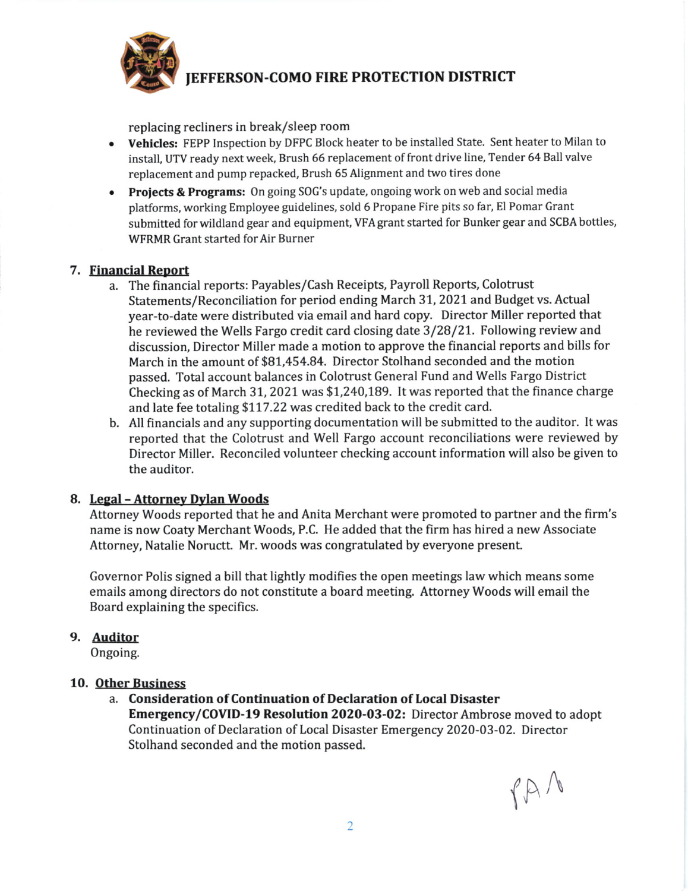replacing recliners in break/sleep room

- **Vehicles:** FEPP Inspection by DFPC Block heater to be installed State. Sent heater to Milan to install, UTV ready next week, Brush 66 replacement of front drive line, Tender 64 Ball valve replacement and pump repacked, Brush 65 Alignment and two tires done
- **Projects & Programs:** On going SOG's update, ongoing work on web and social media platforms, working Employee guidelines, sold 6 Propane Fire pits so far, El Pomar Grant submitted for wildland gear and equipment, VFA grant started for Bunker gear and SCBA bottles, WFRMR Grant started for Air Burner

## 7. Financial Report

a. The financial reports: Payables/Cash Receipts, Payroll Reports, Colotrust Statements/Reconciliation for period ending March 31, 2021 and Budget vs. Actual year-to-date were distributed via email and hard copy. Director Miller reported that he reviewed the Wells Fargo credit card closing date 3/28/21. Following review and discussion, Director Miller made a motion to approve the financial reports and bills for March in the amount of $81,454.84. Director Stolhand seconded and the motion passed. Total account balances in Colotrust General Fund and Wells Fargo District Checking as of March 31, 2021 was $1,240,189. It was reported that the finance charge and late fee totaling $117.22 was credited back to the credit card.

b. All financials and any supporting documentation will be submitted to the auditor. It was reported that the Colotrust and Well Fargo account reconciliations were reviewed by Director Miller. Reconciled volunteer checking account information will also be given to the auditor.

## 8. Legal – Attorney Dylan Woods

Attorney Woods reported that he and Anita Merchant were promoted to partner and the firm's name is now Coaty Merchant Woods, P.C. He added that the firm has hired a new Associate Attorney, Natalie Noructt. Mr. woods was congratulated by everyone present.

Governor Polis signed a bill that lightly modifies the open meetings law which means some emails among directors do not constitute a board meeting. Attorney Woods will email the Board explaining the specifics.

## 9. Auditor

Ongoing.

## 10. Other Business

a. **Consideration of Continuation of Declaration of Local Disaster Emergency/COVID-19 Resolution 2020-03-02:** Director Ambrose moved to adopt Continuation of Declaration of Local Disaster Emergency 2020-03-02. Director Stolhand seconded and the motion passed.

PAA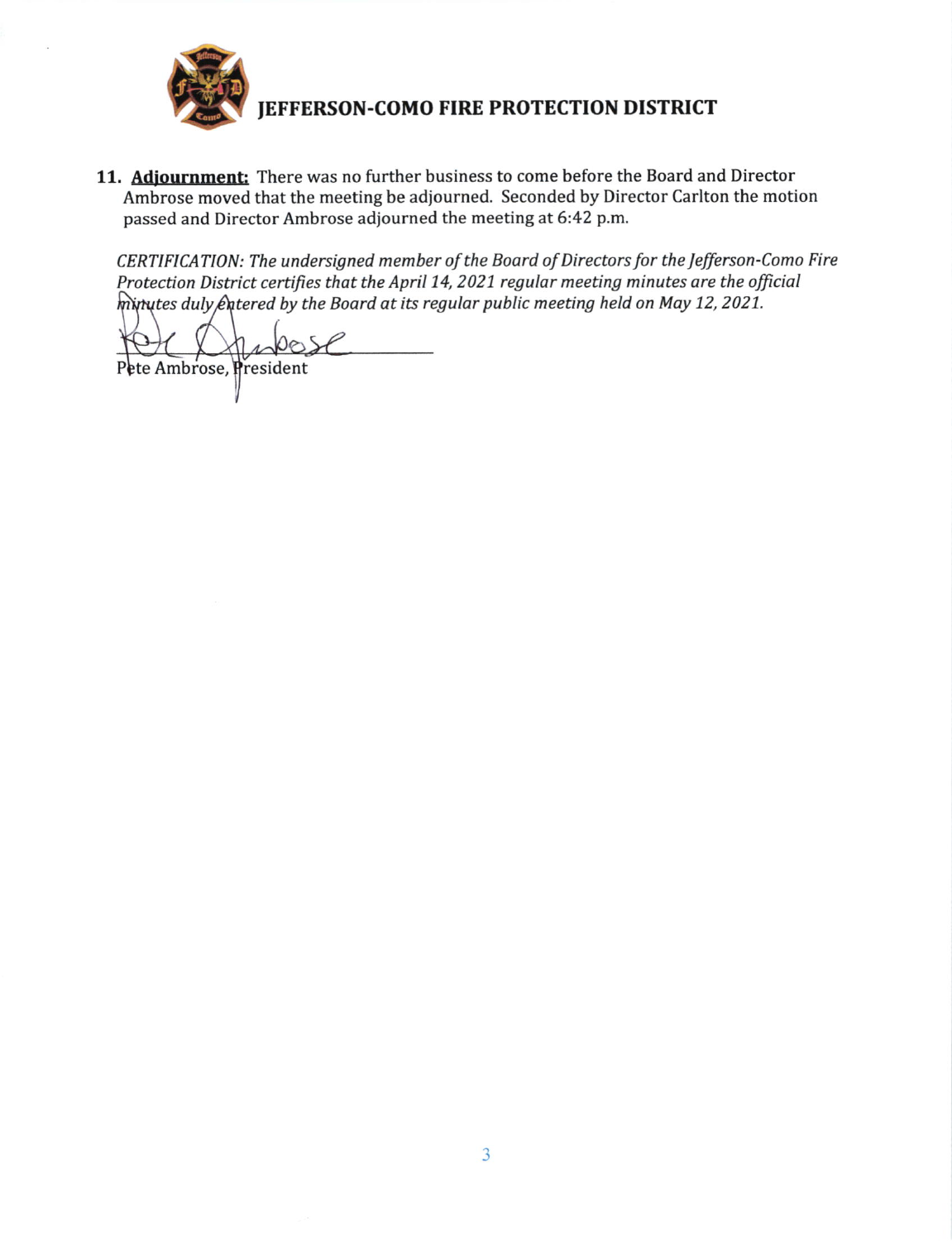**JEFFERSON-COMO FIRE PROTECTION DISTRICT**

11. **Adjournment:** There was no further business to come before the Board and Director Ambrose moved that the meeting be adjourned. Seconded by Director Carlton the motion passed and Director Ambrose adjourned the meeting at 6:42 p.m.

*CERTIFICATION: The undersigned member of the Board of Directors for the Jefferson-Como Fire Protection District certifies that the April 14, 2021 regular meeting minutes are the official minutes duly entered by the Board at its regular public meeting held on May 12, 2021.*

Pete Ambrose, President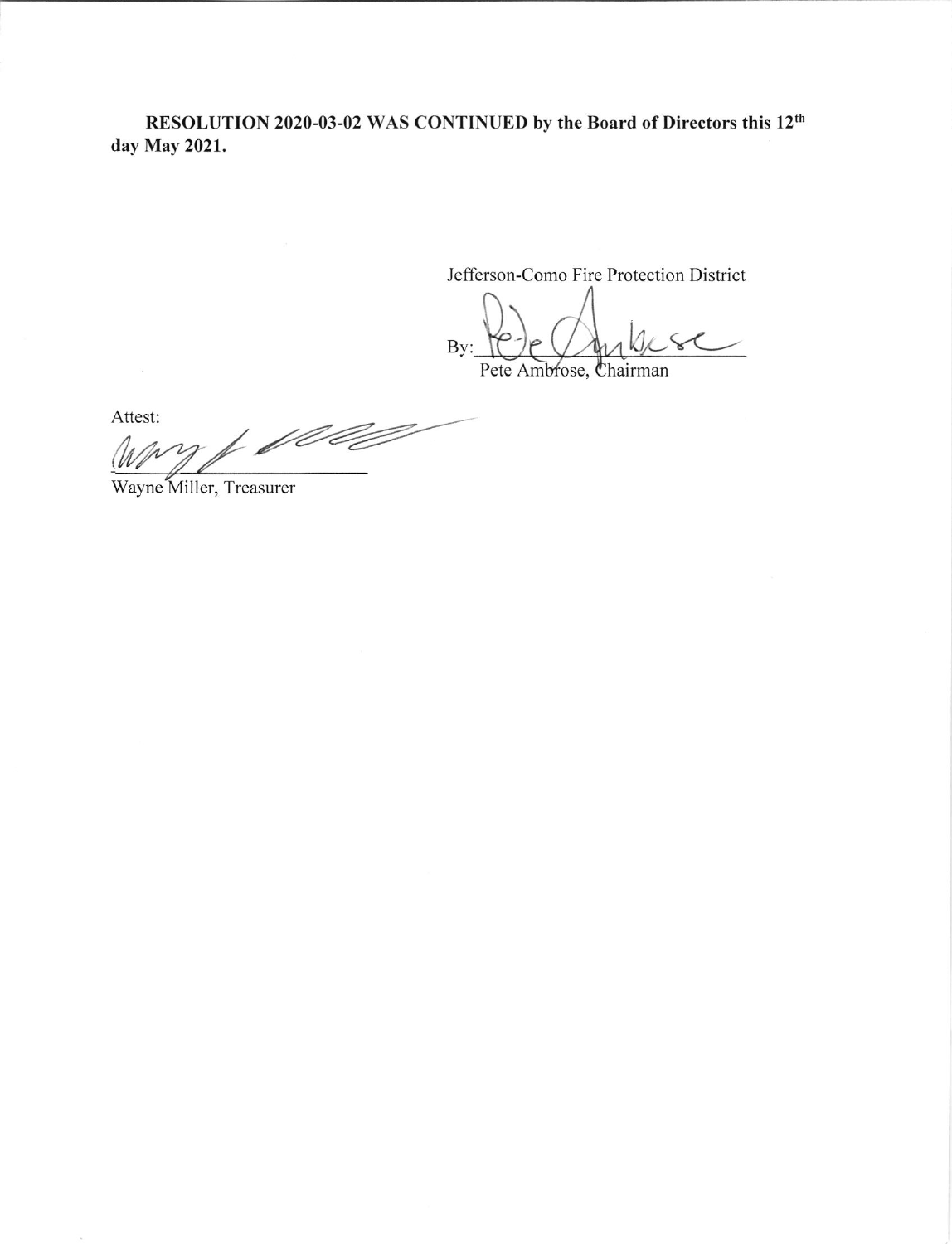**RESOLUTION 2020-03-02 WAS CONTINUED by the Board of Directors this 12th day May 2021.**

Jefferson-Como Fire Protection District

By: ____________________

Pete Ambrose, Chairman

Attest:

____________________

Wayne Miller, Treasurer